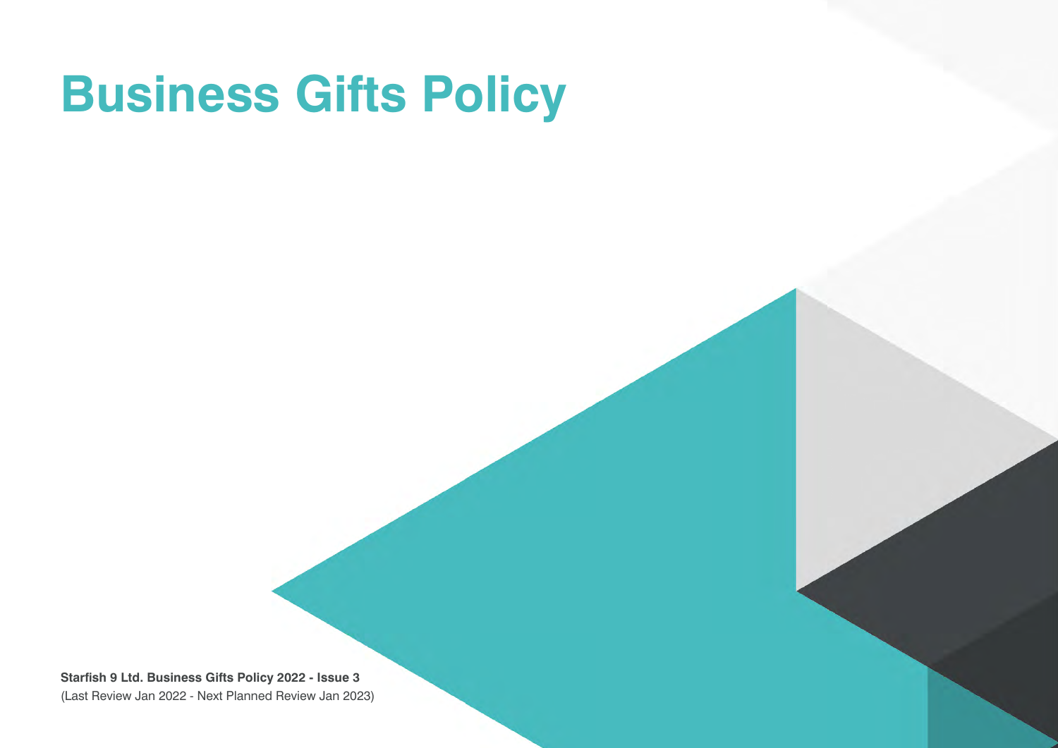# Business Gifts Policy

**Starfish 9 Ltd. Business Gifts Policy 2022 - Issue 3**
(Last Review Jan 2022 - Next Planned Review Jan 2023)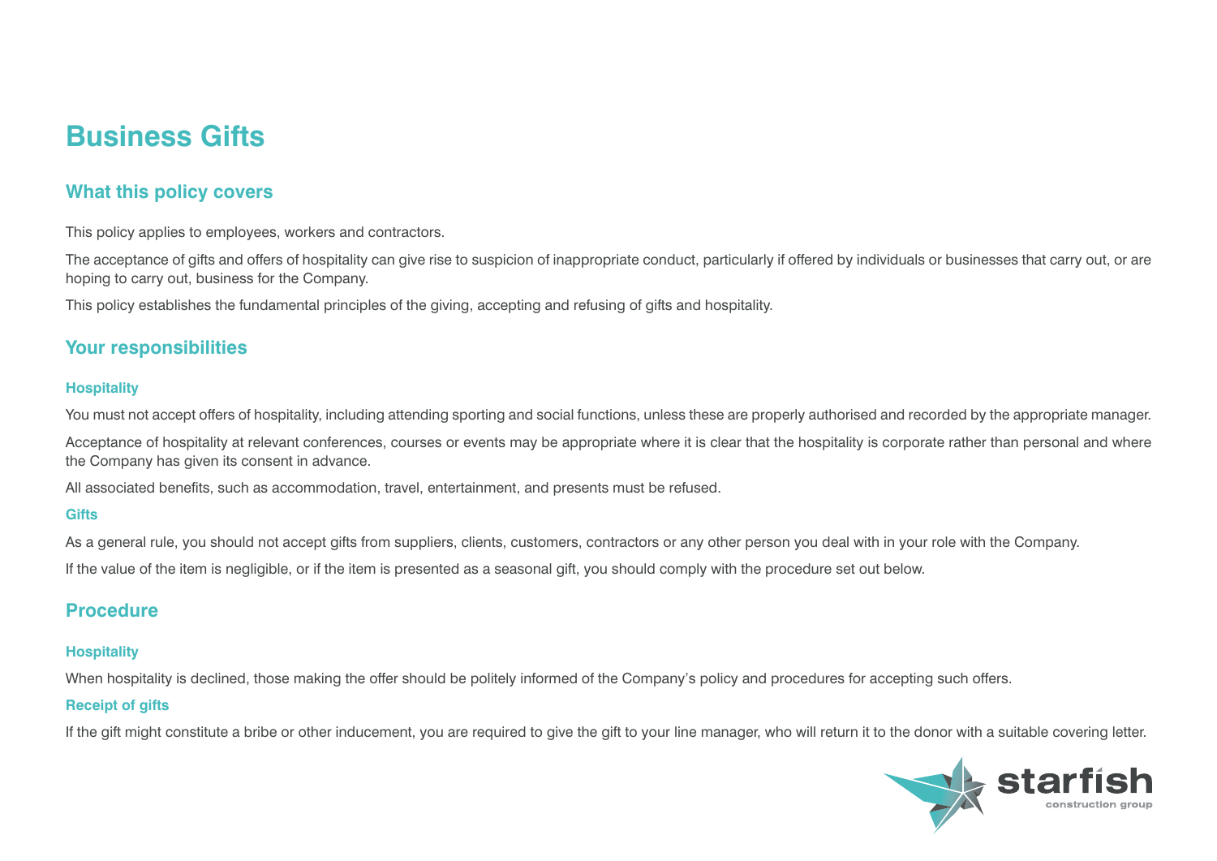# Business Gifts

## What this policy covers

This policy applies to employees, workers and contractors.

The acceptance of gifts and offers of hospitality can give rise to suspicion of inappropriate conduct, particularly if offered by individuals or businesses that carry out, or are hoping to carry out, business for the Company.

This policy establishes the fundamental principles of the giving, accepting and refusing of gifts and hospitality.

## Your responsibilities

### Hospitality

You must not accept offers of hospitality, including attending sporting and social functions, unless these are properly authorised and recorded by the appropriate manager.

Acceptance of hospitality at relevant conferences, courses or events may be appropriate where it is clear that the hospitality is corporate rather than personal and where the Company has given its consent in advance.

All associated benefits, such as accommodation, travel, entertainment, and presents must be refused.

### Gifts

As a general rule, you should not accept gifts from suppliers, clients, customers, contractors or any other person you deal with in your role with the Company.

If the value of the item is negligible, or if the item is presented as a seasonal gift, you should comply with the procedure set out below.

## Procedure

### Hospitality

When hospitality is declined, those making the offer should be politely informed of the Company's policy and procedures for accepting such offers.

### Receipt of gifts

If the gift might constitute a bribe or other inducement, you are required to give the gift to your line manager, who will return it to the donor with a suitable covering letter.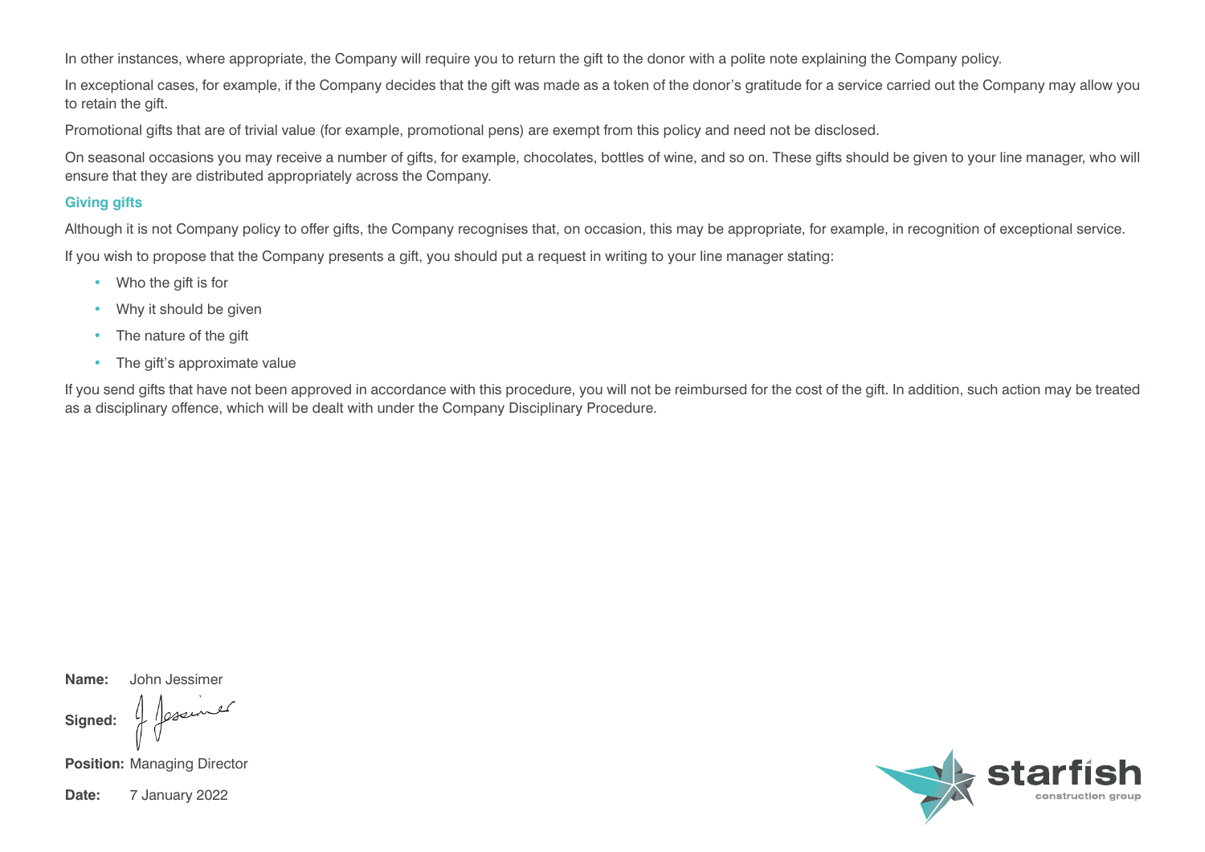In other instances, where appropriate, the Company will require you to return the gift to the donor with a polite note explaining the Company policy.

In exceptional cases, for example, if the Company decides that the gift was made as a token of the donor's gratitude for a service carried out the Company may allow you to retain the gift.

Promotional gifts that are of trivial value (for example, promotional pens) are exempt from this policy and need not be disclosed.

On seasonal occasions you may receive a number of gifts, for example, chocolates, bottles of wine, and so on. These gifts should be given to your line manager, who will ensure that they are distributed appropriately across the Company.

### Giving gifts

Although it is not Company policy to offer gifts, the Company recognises that, on occasion, this may be appropriate, for example, in recognition of exceptional service.

If you wish to propose that the Company presents a gift, you should put a request in writing to your line manager stating:

- Who the gift is for
- Why it should be given
- The nature of the gift
- The gift's approximate value

If you send gifts that have not been approved in accordance with this procedure, you will not be reimbursed for the cost of the gift. In addition, such action may be treated as a disciplinary offence, which will be dealt with under the Company Disciplinary Procedure.

**Name:** John Jessimer

**Signed:** J Jessimer

**Position:** Managing Director

**Date:** 7 January 2022

starfish construction group